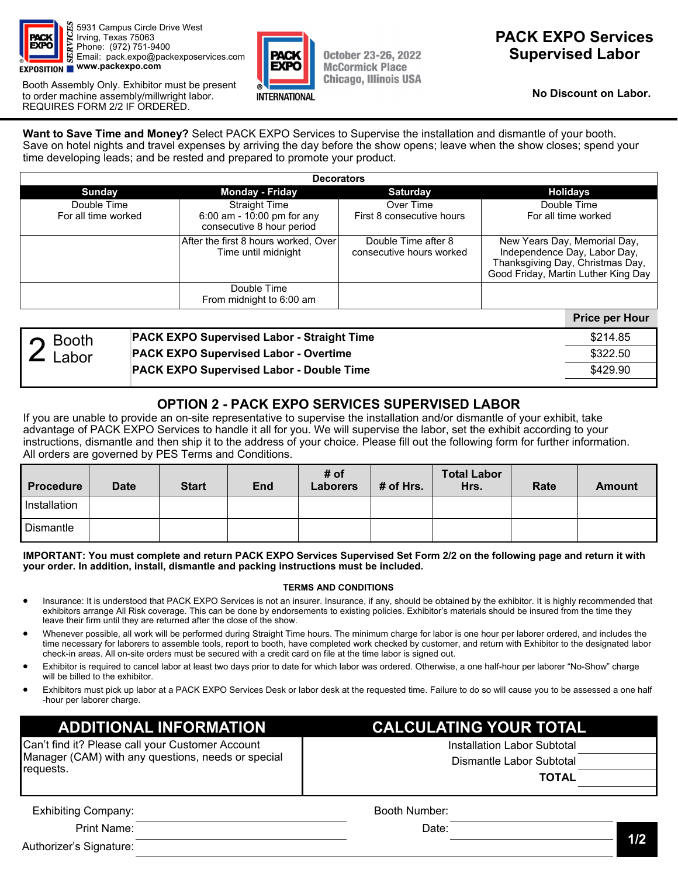5931 Campus Circle Drive West
Irving, Texas 75063
Phone: (972) 751-9400
Email: pack.expo@packexposervices.com
www.packexpo.com

Booth Assembly Only. Exhibitor must be present to order machine assembly/millwright labor. REQUIRES FORM 2/2 IF ORDERED.

October 23-26, 2022
McCormick Place
Chicago, Illinois USA

# PACK EXPO Services Supervised Labor

**No Discount on Labor.**

**Want to Save Time and Money?** Select PACK EXPO Services to Supervise the installation and dismantle of your booth. Save on hotel nights and travel expenses by arriving the day before the show opens; leave when the show closes; spend your time developing leads; and be rested and prepared to promote your product.

| Decorators | | | |
|---|---|---|---|
| **Sunday** | **Monday - Friday** | **Saturday** | **Holidays** |
| Double Time For all time worked | Straight Time 6:00 am - 10:00 pm for any consecutive 8 hour period | Over Time First 8 consecutive hours | Double Time For all time worked |
| | After the first 8 hours worked, Over Time until midnight | Double Time after 8 consecutive hours worked | New Years Day, Memorial Day, Independence Day, Labor Day, Thanksgiving Day, Christmas Day, Good Friday, Martin Luther King Day |
| | Double Time From midnight to 6:00 am | | |

| 2 Booth Labor | | Price per Hour |
|---|---|---|
| | **PACK EXPO Supervised Labor - Straight Time** | $214.85 |
| | **PACK EXPO Supervised Labor - Overtime** | $322.50 |
| | **PACK EXPO Supervised Labor - Double Time** | $429.90 |

## OPTION 2 - PACK EXPO SERVICES SUPERVISED LABOR

If you are unable to provide an on-site representative to supervise the installation and/or dismantle of your exhibit, take advantage of PACK EXPO Services to handle it all for you. We will supervise the labor, set the exhibit according to your instructions, dismantle and then ship it to the address of your choice. Please fill out the following form for further information. All orders are governed by PES Terms and Conditions.

| Procedure | Date | Start | End | # of Laborers | # of Hrs. | Total Labor Hrs. | Rate | Amount |
|---|---|---|---|---|---|---|---|---|
| Installation | | | | | | | | |
| Dismantle | | | | | | | | |

**IMPORTANT: You must complete and return PACK EXPO Services Supervised Set Form 2/2 on the following page and return it with your order. In addition, install, dismantle and packing instructions must be included.**

### TERMS AND CONDITIONS

- Insurance: It is understood that PACK EXPO Services is not an insurer. Insurance, if any, should be obtained by the exhibitor. It is highly recommended that exhibitors arrange All Risk coverage. This can be done by endorsements to existing policies. Exhibitor's materials should be insured from the time they leave their firm until they are returned after the close of the show.
- Whenever possible, all work will be performed during Straight Time hours. The minimum charge for labor is one hour per laborer ordered, and includes the time necessary for laborers to assemble tools, report to booth, have completed work checked by customer, and return with Exhibitor to the designated labor check-in areas. All on-site orders must be secured with a credit card on file at the time labor is signed out.
- Exhibitor is required to cancel labor at least two days prior to date for which labor was ordered. Otherwise, a one half-hour per laborer "No-Show" charge will be billed to the exhibitor.
- Exhibitors must pick up labor at a PACK EXPO Services Desk or labor desk at the requested time. Failure to do so will cause you to be assessed a one half -hour per laborer charge.

## ADDITIONAL INFORMATION

Can't find it? Please call your Customer Account Manager (CAM) with any questions, needs or special requests.

## CALCULATING YOUR TOTAL

Installation Labor Subtotal ____________

Dismantle Labor Subtotal ____________

**TOTAL** ____________

Exhibiting Company: ____________ Booth Number: ____________

Print Name: ____________ Date: ____________

Authorizer's Signature: ____________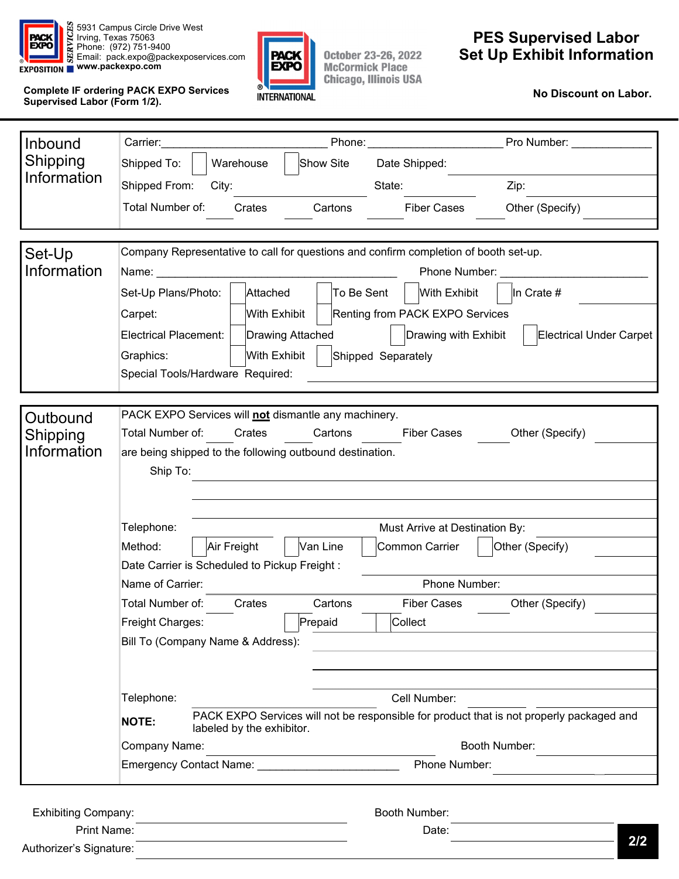5931 Campus Circle Drive West
Irving, Texas 75063
Phone: (972) 751-9400
Email: pack.expo@packexposervices.com
www.packexpo.com

**Complete IF ordering PACK EXPO Services Supervised Labor (Form 1/2).**

October 23-26, 2022
McCormick Place
Chicago, Illinois USA

# PES Supervised Labor Set Up Exhibit Information

**No Discount on Labor.**

## Inbound Shipping Information

Carrier: ____________________ Phone: ____________________ Pro Number: ____________

Shipped To: ☐ Warehouse ☐ Show Site   Date Shipped: ____________

Shipped From: City: ____________ State: ____________ Zip: ____________

Total Number of: ____ Crates ____ Cartons ____ Fiber Cases ____ Other (Specify) ____________

## Set-Up Information

Company Representative to call for questions and confirm completion of booth set-up.

Name: ______________________________ Phone Number: ____________________

Set-Up Plans/Photo: ☐ Attached ☐ To Be Sent ☐ With Exhibit ☐ In Crate # ____________

Carpet: ☐ With Exhibit ☐ Renting from PACK EXPO Services

Electrical Placement: ☐ Drawing Attached ☐ Drawing with Exhibit ☐ Electrical Under Carpet

Graphics: ☐ With Exhibit ☐ Shipped Separately

Special Tools/Hardware Required: ______________________________

## Outbound Shipping Information

PACK EXPO Services will **not** dismantle any machinery.

Total Number of: ____ Crates ____ Cartons ____ Fiber Cases ____ Other (Specify) ____________

are being shipped to the following outbound destination.

Ship To: ______________________________

______________________________

______________________________

Telephone: ____________________ Must Arrive at Destination By: ____________

Method: ☐ Air Freight ☐ Van Line ☐ Common Carrier ☐ Other (Specify) ____________

Date Carrier is Scheduled to Pickup Freight : ____________

Name of Carrier: ____________________ Phone Number: ____________

Total Number of: ____ Crates ____ Cartons ____ Fiber Cases ____ Other (Specify) ____________

Freight Charges: ☐ Prepaid ☐ Collect

Bill To (Company Name & Address): ______________________________

______________________________

______________________________

Telephone: ____________________ Cell Number: ____________

**NOTE:** PACK EXPO Services will not be responsible for product that is not properly packaged and labeled by the exhibitor.

Company Name: ______________________________ Booth Number: ____________

Emergency Contact Name: ____________________ Phone Number: ____________

---

Exhibiting Company: ______________________________ Booth Number: ____________

Print Name: ______________________________ Date: ____________

Authorizer's Signature: ______________________________